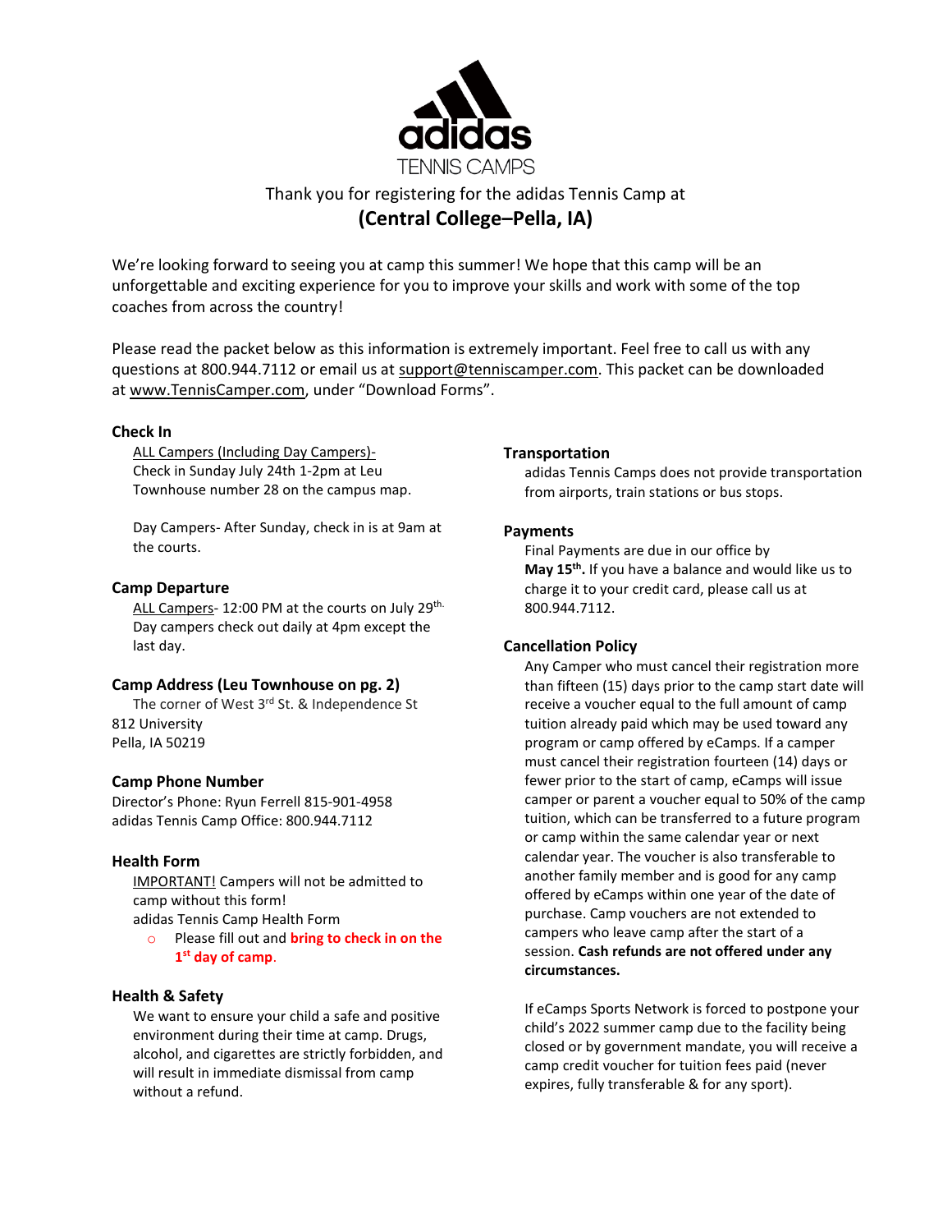adidas

TENNIS CAMPS

Thank you for registering for the adidas Tennis Camp at

## (Central College–Pella, IA)

We're looking forward to seeing you at camp this summer! We hope that this camp will be an unforgettable and exciting experience for you to improve your skills and work with some of the top coaches from across the country!

Please read the packet below as this information is extremely important. Feel free to call us with any questions at 800.944.7112 or email us at support@tenniscamper.com. This packet can be downloaded at www.TennisCamper.com, under "Download Forms".

### Check In

ALL Campers (Including Day Campers)- Check in Sunday July 24th 1-2pm at Leu Townhouse number 28 on the campus map.

Day Campers- After Sunday, check in is at 9am at the courts.

### Camp Departure

ALL Campers- 12:00 PM at the courts on July 29th. Day campers check out daily at 4pm except the last day.

### Camp Address (Leu Townhouse on pg. 2)

The corner of West 3rd St. & Independence St
812 University
Pella, IA 50219

### Camp Phone Number

Director's Phone: Ryun Ferrell 815-901-4958
adidas Tennis Camp Office: 800.944.7112

### Health Form

IMPORTANT! Campers will not be admitted to camp without this form!
adidas Tennis Camp Health Form

- Please fill out and **bring to check in on the 1st day of camp**.

### Health & Safety

We want to ensure your child a safe and positive environment during their time at camp. Drugs, alcohol, and cigarettes are strictly forbidden, and will result in immediate dismissal from camp without a refund.

### Transportation

adidas Tennis Camps does not provide transportation from airports, train stations or bus stops.

### Payments

Final Payments are due in our office by **May 15th.** If you have a balance and would like us to charge it to your credit card, please call us at 800.944.7112.

### Cancellation Policy

Any Camper who must cancel their registration more than fifteen (15) days prior to the camp start date will receive a voucher equal to the full amount of camp tuition already paid which may be used toward any program or camp offered by eCamps. If a camper must cancel their registration fourteen (14) days or fewer prior to the start of camp, eCamps will issue camper or parent a voucher equal to 50% of the camp tuition, which can be transferred to a future program or camp within the same calendar year or next calendar year. The voucher is also transferable to another family member and is good for any camp offered by eCamps within one year of the date of purchase. Camp vouchers are not extended to campers who leave camp after the start of a session. **Cash refunds are not offered under any circumstances.**

If eCamps Sports Network is forced to postpone your child's 2022 summer camp due to the facility being closed or by government mandate, you will receive a camp credit voucher for tuition fees paid (never expires, fully transferable & for any sport).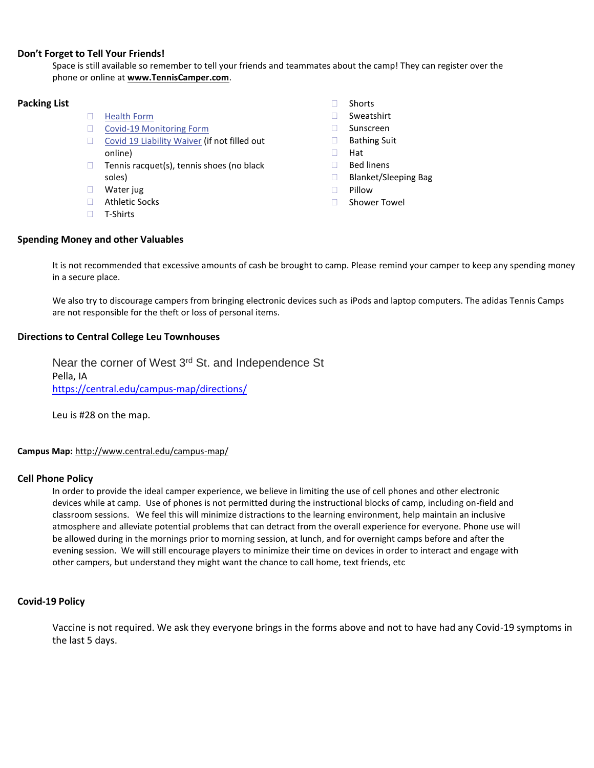### Don't Forget to Tell Your Friends!

Space is still available so remember to tell your friends and teammates about the camp! They can register over the phone or online at **www.TennisCamper.com**.

### Packing List

- Health Form
- Covid-19 Monitoring Form
- Covid 19 Liability Waiver (if not filled out online)
- Tennis racquet(s), tennis shoes (no black soles)
- Water jug
- Athletic Socks
- T-Shirts
- Shorts
- Sweatshirt
- Sunscreen
- Bathing Suit
- Hat
- Bed linens
- Blanket/Sleeping Bag
- Pillow
- Shower Towel

### Spending Money and other Valuables

It is not recommended that excessive amounts of cash be brought to camp. Please remind your camper to keep any spending money in a secure place.

We also try to discourage campers from bringing electronic devices such as iPods and laptop computers. The adidas Tennis Camps are not responsible for the theft or loss of personal items.

### Directions to Central College Leu Townhouses

Near the corner of West 3rd St. and Independence St
Pella, IA
https://central.edu/campus-map/directions/

Leu is #28 on the map.

**Campus Map:** http://www.central.edu/campus-map/

### Cell Phone Policy

In order to provide the ideal camper experience, we believe in limiting the use of cell phones and other electronic devices while at camp. Use of phones is not permitted during the instructional blocks of camp, including on-field and classroom sessions. We feel this will minimize distractions to the learning environment, help maintain an inclusive atmosphere and alleviate potential problems that can detract from the overall experience for everyone. Phone use will be allowed during in the mornings prior to morning session, at lunch, and for overnight camps before and after the evening session. We will still encourage players to minimize their time on devices in order to interact and engage with other campers, but understand they might want the chance to call home, text friends, etc

### Covid-19 Policy

Vaccine is not required. We ask they everyone brings in the forms above and not to have had any Covid-19 symptoms in the last 5 days.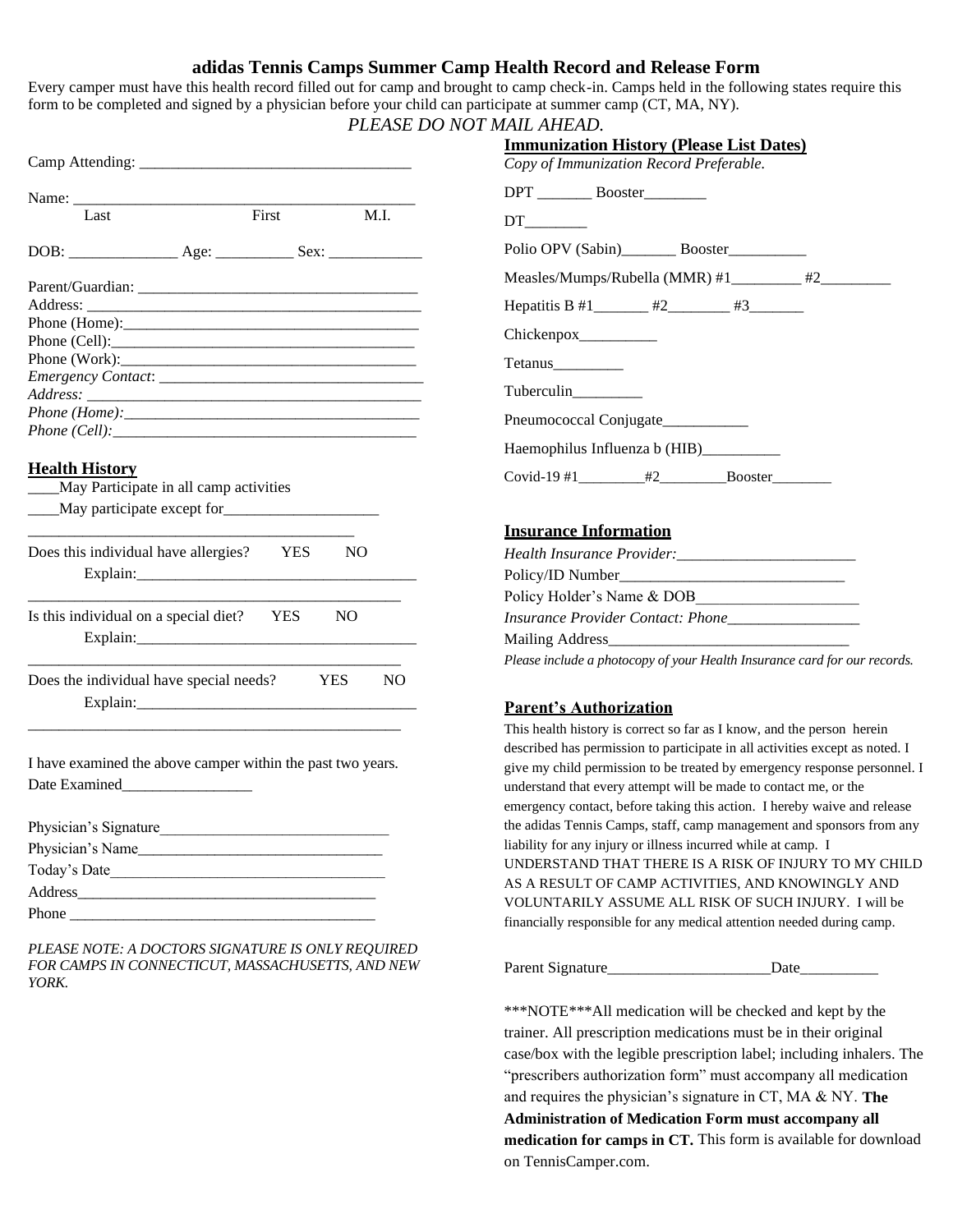# adidas Tennis Camps Summer Camp Health Record and Release Form

Every camper must have this health record filled out for camp and brought to camp check-in. Camps held in the following states require this form to be completed and signed by a physician before your child can participate at summer camp (CT, MA, NY).

*PLEASE DO NOT MAIL AHEAD.*

Camp Attending: ___________________________________

Name: ____________________________________________
Last First M.I.

DOB: ______________ Age: __________ Sex: ____________

Parent/Guardian: ____________________________________
Address: __________________________________________
Phone (Home):_______________________________________
Phone (Cell):________________________________________
Phone (Work):_______________________________________
*Emergency Contact*: __________________________________
*Address:* __________________________________________
*Phone (Home):*_______________________________________
*Phone (Cell):*_______________________________________

## Health History

____May Participate in all camp activities

____May participate except for____________________

_________________________________________

Does this individual have allergies? YES NO
Explain:___________________________________

_______________________________________________

Is this individual on a special diet? YES NO
Explain:___________________________________

_______________________________________________

Does the individual have special needs? YES NO
Explain:___________________________________

_______________________________________________

I have examined the above camper within the past two years.
Date Examined_________________

Physician's Signature______________________________
Physician's Name________________________________
Today's Date____________________________________
Address_______________________________________
Phone ________________________________________

*PLEASE NOTE: A DOCTORS SIGNATURE IS ONLY REQUIRED FOR CAMPS IN CONNECTICUT, MASSACHUSETTS, AND NEW YORK.*

## Immunization History (Please List Dates)

*Copy of Immunization Record Preferable.*

DPT _______ Booster________

DT________

Polio OPV (Sabin)_______ Booster__________

Measles/Mumps/Rubella (MMR) #1_________ #2_________

Hepatitis B #1_______ #2________ #3_______

Chickenpox__________

Tetanus_________

Tuberculin_________

Pneumococcal Conjugate___________

Haemophilus Influenza b (HIB)__________

Covid-19 #1_________#2_________Booster________

## Insurance Information

*Health Insurance Provider:*_______________________
Policy/ID Number_____________________________
Policy Holder's Name & DOB_____________________
*Insurance Provider Contact: Phone*_________________
Mailing Address_______________________________
*Please include a photocopy of your Health Insurance card for our records.*

## Parent's Authorization

This health history is correct so far as I know, and the person herein described has permission to participate in all activities except as noted. I give my child permission to be treated by emergency response personnel. I understand that every attempt will be made to contact me, or the emergency contact, before taking this action. I hereby waive and release the adidas Tennis Camps, staff, camp management and sponsors from any liability for any injury or illness incurred while at camp. I UNDERSTAND THAT THERE IS A RISK OF INJURY TO MY CHILD AS A RESULT OF CAMP ACTIVITIES, AND KNOWINGLY AND VOLUNTARILY ASSUME ALL RISK OF SUCH INJURY. I will be financially responsible for any medical attention needed during camp.

Parent Signature_____________________Date__________

***NOTE***All medication will be checked and kept by the trainer. All prescription medications must be in their original case/box with the legible prescription label; including inhalers. The "prescribers authorization form" must accompany all medication and requires the physician's signature in CT, MA & NY. **The Administration of Medication Form must accompany all medication for camps in CT.** This form is available for download on TennisCamper.com.